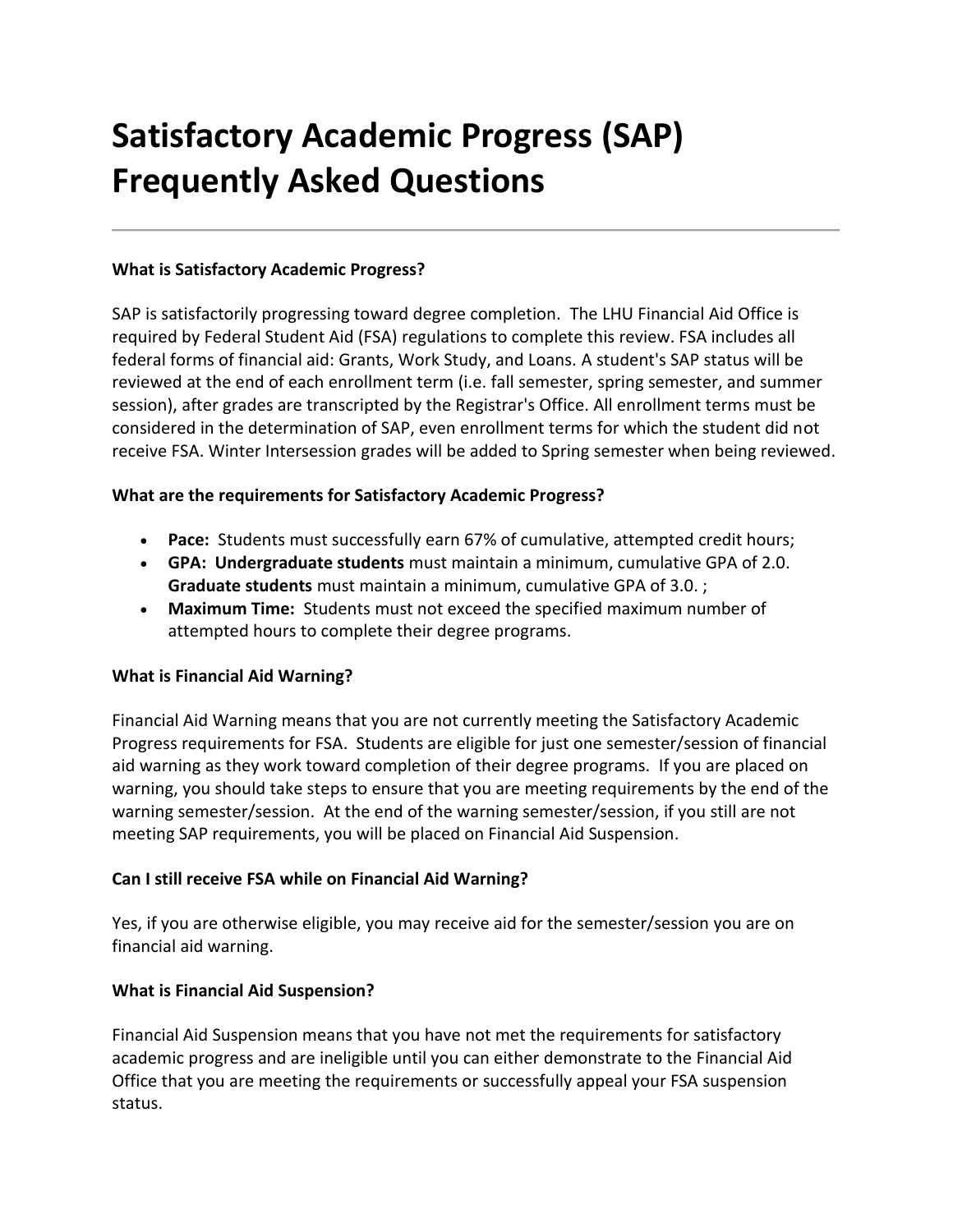# Satisfactory Academic Progress (SAP) Frequently Asked Questions

---

**What is Satisfactory Academic Progress?**

SAP is satisfactorily progressing toward degree completion. The LHU Financial Aid Office is required by Federal Student Aid (FSA) regulations to complete this review. FSA includes all federal forms of financial aid: Grants, Work Study, and Loans. A student's SAP status will be reviewed at the end of each enrollment term (i.e. fall semester, spring semester, and summer session), after grades are transcripted by the Registrar's Office. All enrollment terms must be considered in the determination of SAP, even enrollment terms for which the student did not receive FSA. Winter Intersession grades will be added to Spring semester when being reviewed.

**What are the requirements for Satisfactory Academic Progress?**

- **Pace:** Students must successfully earn 67% of cumulative, attempted credit hours;
- **GPA: Undergraduate students** must maintain a minimum, cumulative GPA of 2.0. **Graduate students** must maintain a minimum, cumulative GPA of 3.0. ;
- **Maximum Time:** Students must not exceed the specified maximum number of attempted hours to complete their degree programs.

**What is Financial Aid Warning?**

Financial Aid Warning means that you are not currently meeting the Satisfactory Academic Progress requirements for FSA. Students are eligible for just one semester/session of financial aid warning as they work toward completion of their degree programs. If you are placed on warning, you should take steps to ensure that you are meeting requirements by the end of the warning semester/session. At the end of the warning semester/session, if you still are not meeting SAP requirements, you will be placed on Financial Aid Suspension.

**Can I still receive FSA while on Financial Aid Warning?**

Yes, if you are otherwise eligible, you may receive aid for the semester/session you are on financial aid warning.

**What is Financial Aid Suspension?**

Financial Aid Suspension means that you have not met the requirements for satisfactory academic progress and are ineligible until you can either demonstrate to the Financial Aid Office that you are meeting the requirements or successfully appeal your FSA suspension status.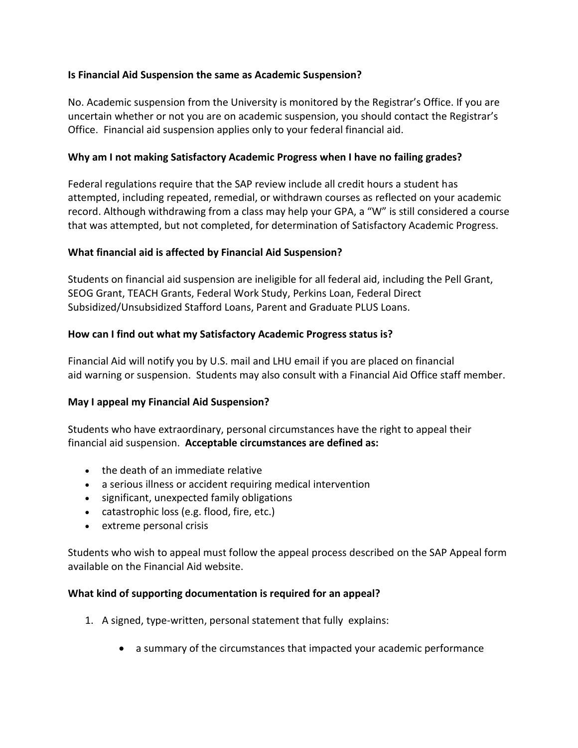**Is Financial Aid Suspension the same as Academic Suspension?**

No. Academic suspension from the University is monitored by the Registrar's Office. If you are uncertain whether or not you are on academic suspension, you should contact the Registrar's Office. Financial aid suspension applies only to your federal financial aid.

**Why am I not making Satisfactory Academic Progress when I have no failing grades?**

Federal regulations require that the SAP review include all credit hours a student has attempted, including repeated, remedial, or withdrawn courses as reflected on your academic record. Although withdrawing from a class may help your GPA, a "W" is still considered a course that was attempted, but not completed, for determination of Satisfactory Academic Progress.

**What financial aid is affected by Financial Aid Suspension?**

Students on financial aid suspension are ineligible for all federal aid, including the Pell Grant, SEOG Grant, TEACH Grants, Federal Work Study, Perkins Loan, Federal Direct Subsidized/Unsubsidized Stafford Loans, Parent and Graduate PLUS Loans.

**How can I find out what my Satisfactory Academic Progress status is?**

Financial Aid will notify you by U.S. mail and LHU email if you are placed on financial aid warning or suspension. Students may also consult with a Financial Aid Office staff member.

**May I appeal my Financial Aid Suspension?**

Students who have extraordinary, personal circumstances have the right to appeal their financial aid suspension. **Acceptable circumstances are defined as:**

- the death of an immediate relative
- a serious illness or accident requiring medical intervention
- significant, unexpected family obligations
- catastrophic loss (e.g. flood, fire, etc.)
- extreme personal crisis

Students who wish to appeal must follow the appeal process described on the SAP Appeal form available on the Financial Aid website.

**What kind of supporting documentation is required for an appeal?**

1. A signed, type-written, personal statement that fully explains:
    - a summary of the circumstances that impacted your academic performance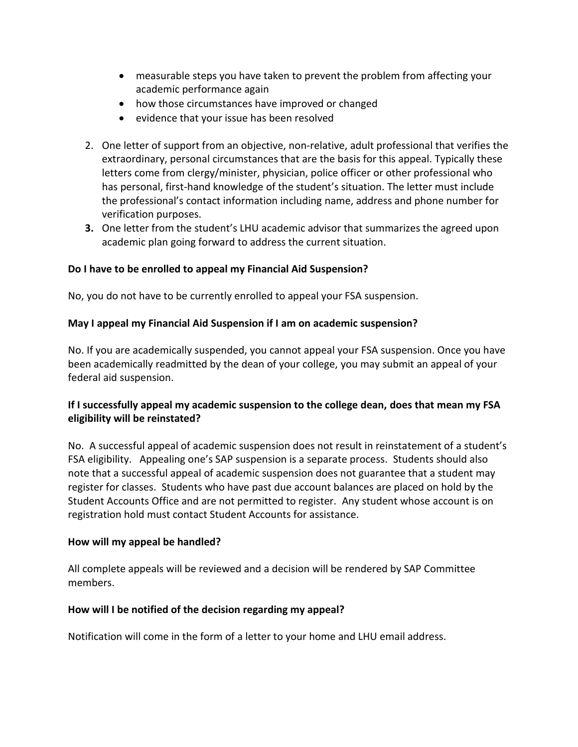- measurable steps you have taken to prevent the problem from affecting your academic performance again
- how those circumstances have improved or changed
- evidence that your issue has been resolved

2. One letter of support from an objective, non-relative, adult professional that verifies the extraordinary, personal circumstances that are the basis for this appeal. Typically these letters come from clergy/minister, physician, police officer or other professional who has personal, first-hand knowledge of the student's situation. The letter must include the professional's contact information including name, address and phone number for verification purposes.
3. One letter from the student's LHU academic advisor that summarizes the agreed upon academic plan going forward to address the current situation.

**Do I have to be enrolled to appeal my Financial Aid Suspension?**

No, you do not have to be currently enrolled to appeal your FSA suspension.

**May I appeal my Financial Aid Suspension if I am on academic suspension?**

No. If you are academically suspended, you cannot appeal your FSA suspension. Once you have been academically readmitted by the dean of your college, you may submit an appeal of your federal aid suspension.

**If I successfully appeal my academic suspension to the college dean, does that mean my FSA eligibility will be reinstated?**

No. A successful appeal of academic suspension does not result in reinstatement of a student's FSA eligibility. Appealing one's SAP suspension is a separate process. Students should also note that a successful appeal of academic suspension does not guarantee that a student may register for classes. Students who have past due account balances are placed on hold by the Student Accounts Office and are not permitted to register. Any student whose account is on registration hold must contact Student Accounts for assistance.

**How will my appeal be handled?**

All complete appeals will be reviewed and a decision will be rendered by SAP Committee members.

**How will I be notified of the decision regarding my appeal?**

Notification will come in the form of a letter to your home and LHU email address.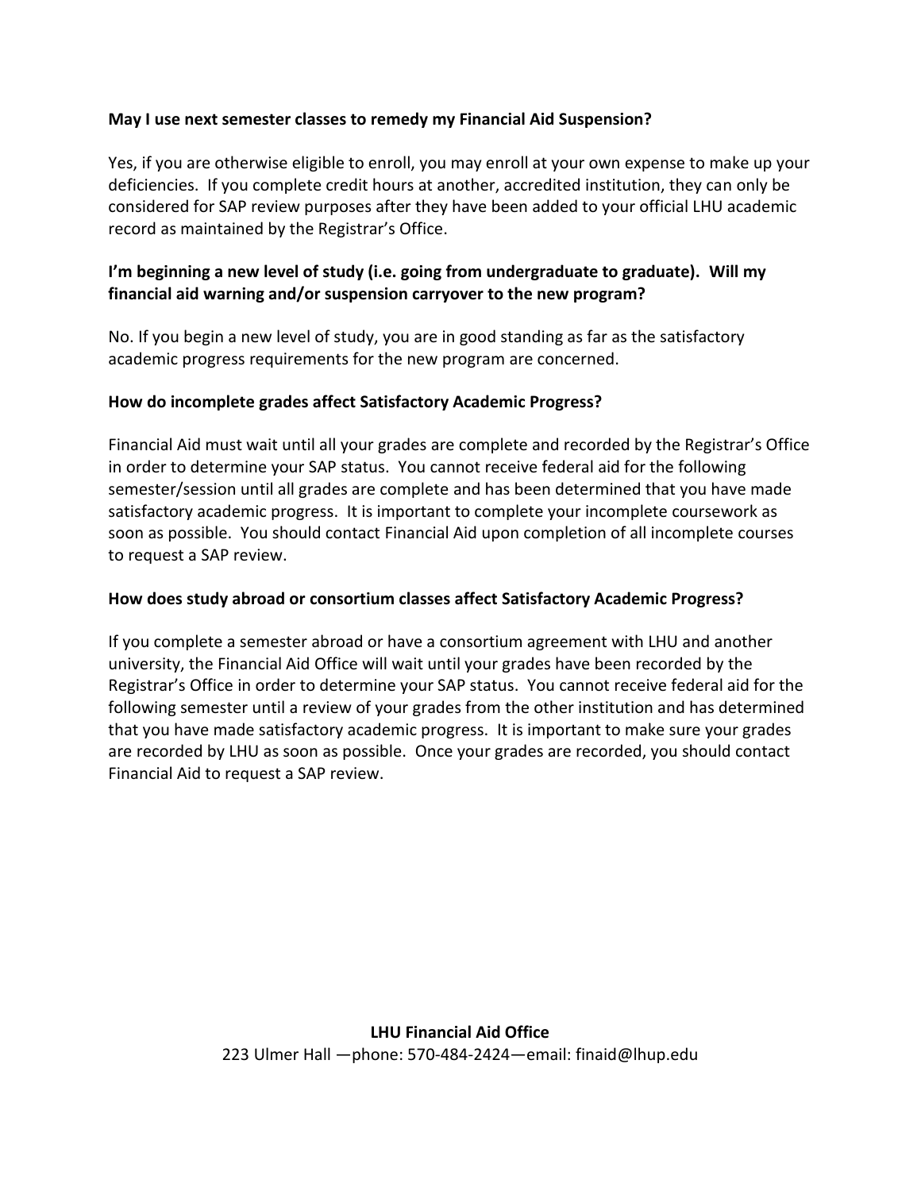**May I use next semester classes to remedy my Financial Aid Suspension?**

Yes, if you are otherwise eligible to enroll, you may enroll at your own expense to make up your deficiencies. If you complete credit hours at another, accredited institution, they can only be considered for SAP review purposes after they have been added to your official LHU academic record as maintained by the Registrar's Office.

**I'm beginning a new level of study (i.e. going from undergraduate to graduate). Will my financial aid warning and/or suspension carryover to the new program?**

No. If you begin a new level of study, you are in good standing as far as the satisfactory academic progress requirements for the new program are concerned.

**How do incomplete grades affect Satisfactory Academic Progress?**

Financial Aid must wait until all your grades are complete and recorded by the Registrar's Office in order to determine your SAP status. You cannot receive federal aid for the following semester/session until all grades are complete and has been determined that you have made satisfactory academic progress. It is important to complete your incomplete coursework as soon as possible. You should contact Financial Aid upon completion of all incomplete courses to request a SAP review.

**How does study abroad or consortium classes affect Satisfactory Academic Progress?**

If you complete a semester abroad or have a consortium agreement with LHU and another university, the Financial Aid Office will wait until your grades have been recorded by the Registrar's Office in order to determine your SAP status. You cannot receive federal aid for the following semester until a review of your grades from the other institution and has determined that you have made satisfactory academic progress. It is important to make sure your grades are recorded by LHU as soon as possible. Once your grades are recorded, you should contact Financial Aid to request a SAP review.

**LHU Financial Aid Office**
223 Ulmer Hall —phone: 570-484-2424—email: finaid@lhup.edu